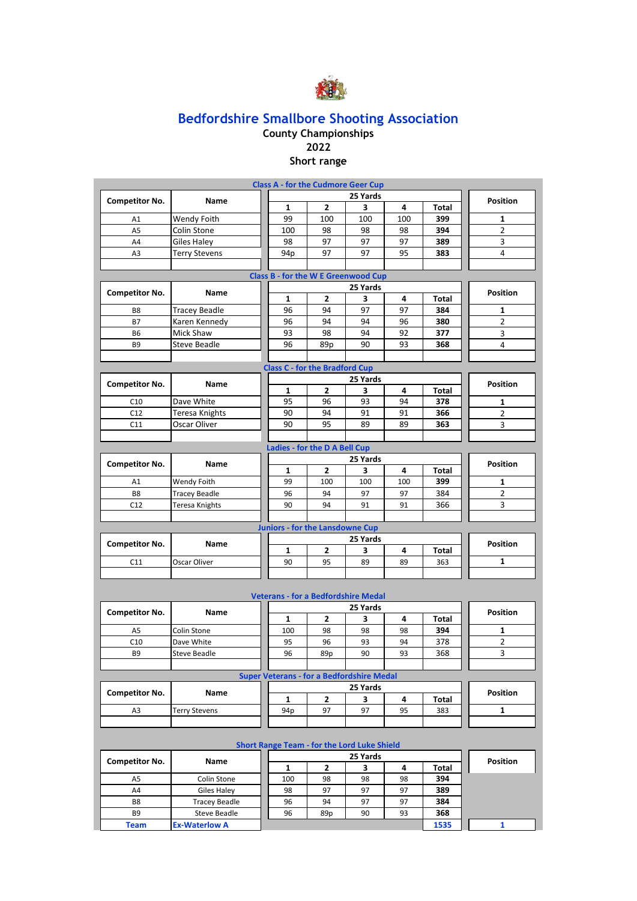# Bedfordshire Smallbore Shooting Association

**County Championships**

**2022**

**Short range**

## Class A - for the Cudmore Geer Cup

| Competitor No. | Name | 25 Yards 1 | 2 | 3 | 4 | Total | Position |
|---|---|---|---|---|---|---|---|
| A1 | Wendy Foith | 99 | 100 | 100 | 100 | **399** | 1 |
| A5 | Colin Stone | 100 | 98 | 98 | 98 | **394** | 2 |
| A4 | Giles Haley | 98 | 97 | 97 | 97 | **389** | 3 |
| A3 | Terry Stevens | 94p | 97 | 97 | 95 | **383** | 4 |

## Class B - for the W E Greenwood Cup

| Competitor No. | Name | 25 Yards 1 | 2 | 3 | 4 | Total | Position |
|---|---|---|---|---|---|---|---|
| B8 | Tracey Beadle | 96 | 94 | 97 | 97 | **384** | 1 |
| B7 | Karen Kennedy | 96 | 94 | 94 | 96 | **380** | 2 |
| B6 | Mick Shaw | 93 | 98 | 94 | 92 | **377** | 3 |
| B9 | Steve Beadle | 96 | 89p | 90 | 93 | **368** | 4 |

## Class C - for the Bradford Cup

| Competitor No. | Name | 25 Yards 1 | 2 | 3 | 4 | Total | Position |
|---|---|---|---|---|---|---|---|
| C10 | Dave White | 95 | 96 | 93 | 94 | **378** | 1 |
| C12 | Teresa Knights | 90 | 94 | 91 | 91 | **366** | 2 |
| C11 | Oscar Oliver | 90 | 95 | 89 | 89 | **363** | 3 |

## Ladies - for the D A Bell Cup

| Competitor No. | Name | 25 Yards 1 | 2 | 3 | 4 | Total | Position |
|---|---|---|---|---|---|---|---|
| A1 | Wendy Foith | 99 | 100 | 100 | 100 | **399** | 1 |
| B8 | Tracey Beadle | 96 | 94 | 97 | 97 | 384 | 2 |
| C12 | Teresa Knights | 90 | 94 | 91 | 91 | 366 | 3 |

## Juniors - for the Lansdowne Cup

| Competitor No. | Name | 25 Yards 1 | 2 | 3 | 4 | Total | Position |
|---|---|---|---|---|---|---|---|
| C11 | Oscar Oliver | 90 | 95 | 89 | 89 | 363 | 1 |

## Veterans - for a Bedfordshire Medal

| Competitor No. | Name | 25 Yards 1 | 2 | 3 | 4 | Total | Position |
|---|---|---|---|---|---|---|---|
| A5 | Colin Stone | 100 | 98 | 98 | 98 | **394** | 1 |
| C10 | Dave White | 95 | 96 | 93 | 94 | 378 | 2 |
| B9 | Steve Beadle | 96 | 89p | 90 | 93 | 368 | 3 |

## Super Veterans - for a Bedfordshire Medal

| Competitor No. | Name | 25 Yards 1 | 2 | 3 | 4 | Total | Position |
|---|---|---|---|---|---|---|---|
| A3 | Terry Stevens | 94p | 97 | 97 | 95 | 383 | 1 |

## Short Range Team - for the Lord Luke Shield

| Competitor No. | Name | 25 Yards 1 | 2 | 3 | 4 | Total | Position |
|---|---|---|---|---|---|---|---|
| A5 | Colin Stone | 100 | 98 | 98 | 98 | **394** | |
| A4 | Giles Haley | 98 | 97 | 97 | 97 | **389** | |
| B8 | Tracey Beadle | 96 | 94 | 97 | 97 | **384** | |
| B9 | Steve Beadle | 96 | 89p | 90 | 93 | **368** | |
| **Team** | **Ex-Waterlow A** | | | | | **1535** | **1** |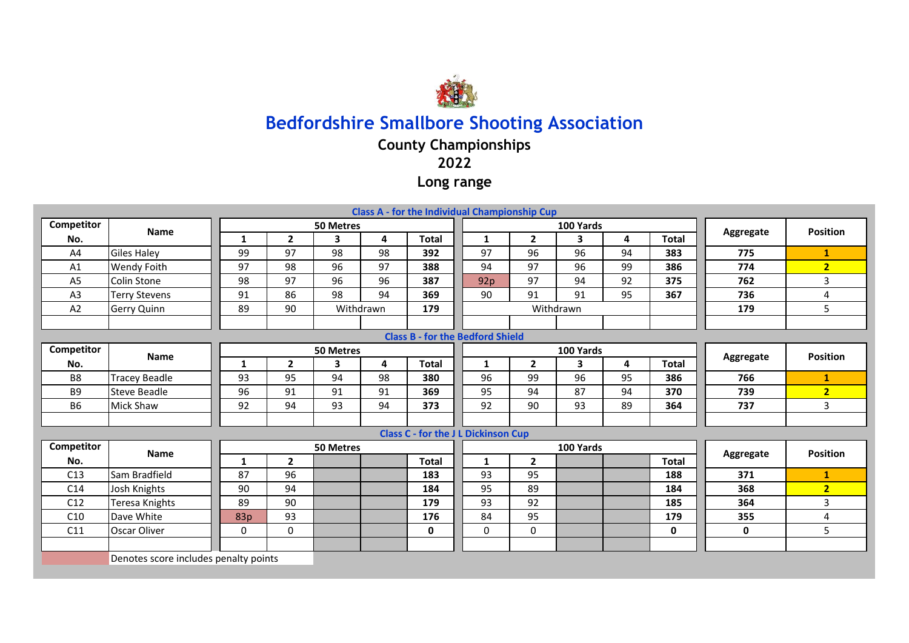# Bedfordshire Smallbore Shooting Association

## County Championships

## 2022

## Long range

### Class A - for the Individual Championship Cup

| Competitor No. | Name | 50 Metres 1 | 2 | 3 | 4 | Total | 100 Yards 1 | 2 | 3 | 4 | Total | Aggregate | Position |
|---|---|---|---|---|---|---|---|---|---|---|---|---|---|
| A4 | Giles Haley | 99 | 97 | 98 | 98 | **392** | 97 | 96 | 96 | 94 | **383** | **775** | **1** |
| A1 | Wendy Foith | 97 | 98 | 96 | 97 | **388** | 94 | 97 | 96 | 99 | **386** | **774** | **2** |
| A5 | Colin Stone | 98 | 97 | 96 | 96 | **387** | 92p | 97 | 94 | 92 | **375** | **762** | 3 |
| A3 | Terry Stevens | 91 | 86 | 98 | 94 | **369** | 90 | 91 | 91 | 95 | **367** | **736** | 4 |
| A2 | Gerry Quinn | 89 | 90 | Withdrawn | | **179** | Withdrawn | | | | | **179** | 5 |

### Class B - for the Bedford Shield

| Competitor No. | Name | 50 Metres 1 | 2 | 3 | 4 | Total | 100 Yards 1 | 2 | 3 | 4 | Total | Aggregate | Position |
|---|---|---|---|---|---|---|---|---|---|---|---|---|---|
| B8 | Tracey Beadle | 93 | 95 | 94 | 98 | **380** | 96 | 99 | 96 | 95 | **386** | **766** | **1** |
| B9 | Steve Beadle | 96 | 91 | 91 | 91 | **369** | 95 | 94 | 87 | 94 | **370** | **739** | **2** |
| B6 | Mick Shaw | 92 | 94 | 93 | 94 | **373** | 92 | 90 | 93 | 89 | **364** | **737** | 3 |

### Class C - for the J L Dickinson Cup

| Competitor No. | Name | 50 Metres 1 | 2 | Total | 100 Yards 1 | 2 | Total | Aggregate | Position |
|---|---|---|---|---|---|---|---|---|---|
| C13 | Sam Bradfield | 87 | 96 | **183** | 93 | 95 | **188** | **371** | **1** |
| C14 | Josh Knights | 90 | 94 | **184** | 95 | 89 | **184** | **368** | **2** |
| C12 | Teresa Knights | 89 | 90 | **179** | 93 | 92 | **185** | **364** | 3 |
| C10 | Dave White | 83p | 93 | **176** | 84 | 95 | **179** | **355** | 4 |
| C11 | Oscar Oliver | 0 | 0 | **0** | 0 | 0 | **0** | **0** | 5 |

p = Denotes score includes penalty points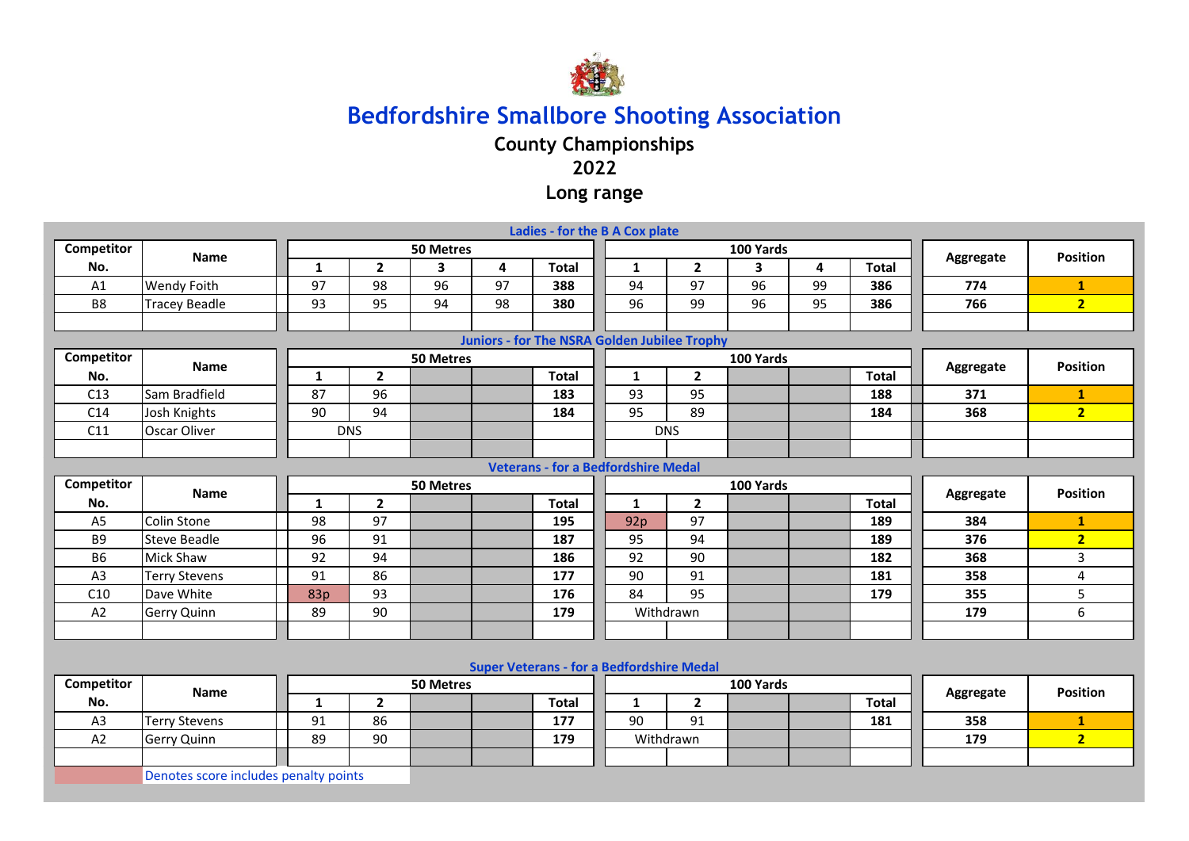# Bedfordshire Smallbore Shooting Association

## County Championships

## 2022

## Long range

### Ladies - for the B A Cox plate

| Competitor No. | Name | 50 Metres | | | | | 100 Yards | | | | | Aggregate | Position |
|---|---|---|---|---|---|---|---|---|---|---|---|---|---|
| | | 1 | 2 | 3 | 4 | Total | 1 | 2 | 3 | 4 | Total | | |
| A1 | Wendy Foith | 97 | 98 | 96 | 97 | **388** | 94 | 97 | 96 | 99 | **386** | **774** | **1** |
| B8 | Tracey Beadle | 93 | 95 | 94 | 98 | **380** | 96 | 99 | 96 | 95 | **386** | **766** | **2** |

### Juniors - for The NSRA Golden Jubilee Trophy

| Competitor No. | Name | 50 Metres | | | | | 100 Yards | | | | | Aggregate | Position |
|---|---|---|---|---|---|---|---|---|---|---|---|---|---|
| | | 1 | 2 | | | Total | 1 | 2 | | | Total | | |
| C13 | Sam Bradfield | 87 | 96 | | | **183** | 93 | 95 | | | **188** | **371** | **1** |
| C14 | Josh Knights | 90 | 94 | | | **184** | 95 | 89 | | | **184** | **368** | **2** |
| C11 | Oscar Oliver | DNS | | | | | DNS | | | | | | |

### Veterans - for a Bedfordshire Medal

| Competitor No. | Name | 50 Metres | | | | | 100 Yards | | | | | Aggregate | Position |
|---|---|---|---|---|---|---|---|---|---|---|---|---|---|
| | | 1 | 2 | | | Total | 1 | 2 | | | Total | | |
| A5 | Colin Stone | 98 | 97 | | | **195** | 92p | 97 | | | **189** | **384** | **1** |
| B9 | Steve Beadle | 96 | 91 | | | **187** | 95 | 94 | | | **189** | **376** | **2** |
| B6 | Mick Shaw | 92 | 94 | | | **186** | 92 | 90 | | | **182** | **368** | 3 |
| A3 | Terry Stevens | 91 | 86 | | | **177** | 90 | 91 | | | **181** | **358** | 4 |
| C10 | Dave White | 83p | 93 | | | **176** | 84 | 95 | | | **179** | **355** | 5 |
| A2 | Gerry Quinn | 89 | 90 | | | **179** | Withdrawn | | | | | **179** | 6 |

### Super Veterans - for a Bedfordshire Medal

| Competitor No. | Name | 50 Metres | | | | | 100 Yards | | | | | Aggregate | Position |
|---|---|---|---|---|---|---|---|---|---|---|---|---|---|
| | | 1 | 2 | | | Total | 1 | 2 | | | Total | | |
| A3 | Terry Stevens | 91 | 86 | | | **177** | 90 | 91 | | | **181** | **358** | **1** |
| A2 | Gerry Quinn | 89 | 90 | | | **179** | Withdrawn | | | | | **179** | **2** |

Denotes score includes penalty points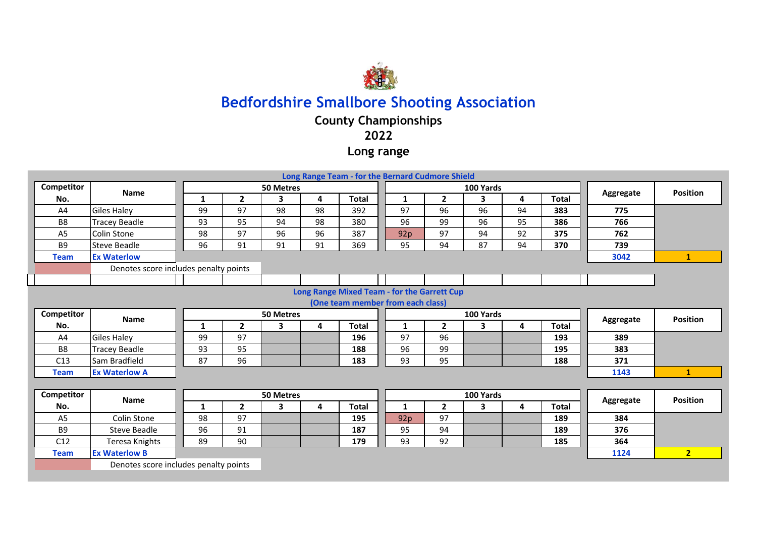# Bedfordshire Smallbore Shooting Association

## County Championships

## 2022

## Long range

### Long Range Team - for the Bernard Cudmore Shield

| Competitor No. | Name | 50 Metres 1 | 2 | 3 | 4 | Total | 100 Yards 1 | 2 | 3 | 4 | Total | Aggregate | Position |
|---|---|---|---|---|---|---|---|---|---|---|---|---|---|
| A4 | Giles Haley | 99 | 97 | 98 | 98 | 392 | 97 | 96 | 96 | 94 | **383** | **775** | |
| B8 | Tracey Beadle | 93 | 95 | 94 | 98 | 380 | 96 | 99 | 96 | 95 | **386** | **766** | |
| A5 | Colin Stone | 98 | 97 | 96 | 96 | 387 | 92p | 97 | 94 | 92 | **375** | **762** | |
| B9 | Steve Beadle | 96 | 91 | 91 | 91 | 369 | 95 | 94 | 87 | 94 | **370** | **739** | |
| **Team** | **Ex Waterlow** | | | | | | | | | | | **3042** | **1** |

Denotes score includes penalty points

### Long Range Mixed Team - for the Garrett Cup

**(One team member from each class)**

| Competitor No. | Name | 50 Metres 1 | 2 | 3 | 4 | Total | 100 Yards 1 | 2 | 3 | 4 | Total | Aggregate | Position |
|---|---|---|---|---|---|---|---|---|---|---|---|---|---|
| A4 | Giles Haley | 99 | 97 | | | **196** | 97 | 96 | | | **193** | **389** | |
| B8 | Tracey Beadle | 93 | 95 | | | **188** | 96 | 99 | | | **195** | **383** | |
| C13 | Sam Bradfield | 87 | 96 | | | **183** | 93 | 95 | | | **188** | **371** | |
| **Team** | **Ex Waterlow A** | | | | | | | | | | | **1143** | **1** |

| Competitor No. | Name | 50 Metres 1 | 2 | 3 | 4 | Total | 100 Yards 1 | 2 | 3 | 4 | Total | Aggregate | Position |
|---|---|---|---|---|---|---|---|---|---|---|---|---|---|
| A5 | Colin Stone | 98 | 97 | | | **195** | 92p | 97 | | | **189** | **384** | |
| B9 | Steve Beadle | 96 | 91 | | | **187** | 95 | 94 | | | **189** | **376** | |
| C12 | Teresa Knights | 89 | 90 | | | **179** | 93 | 92 | | | **185** | **364** | |
| **Team** | **Ex Waterlow B** | | | | | | | | | | | **1124** | **2** |

Denotes score includes penalty points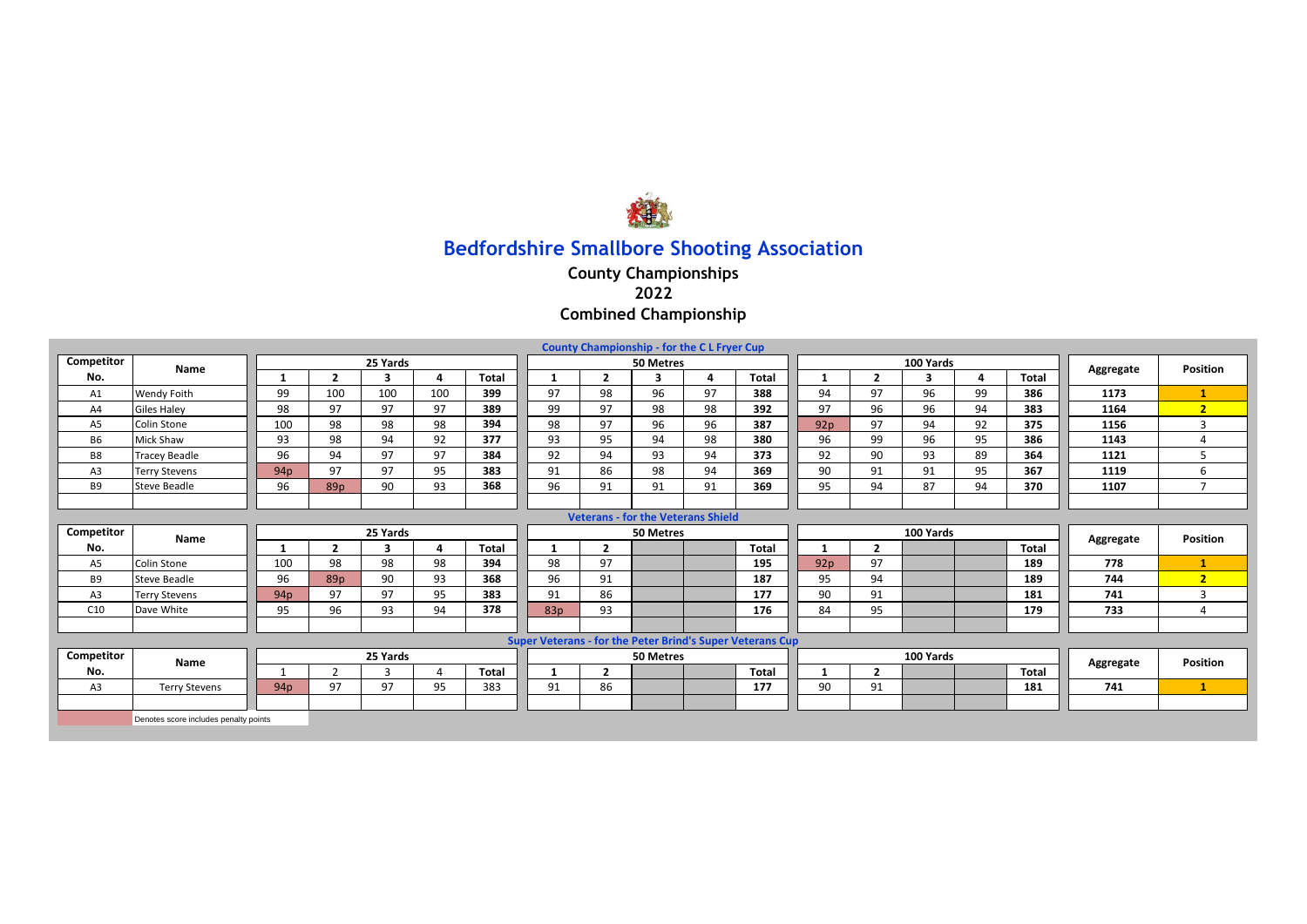# Bedfordshire Smallbore Shooting Association

## County Championships

## 2022

## Combined Championship

### County Championship - for the C L Fryer Cup

| Competitor No. | Name | 25 Yards | | | | | 50 Metres | | | | | 100 Yards | | | | | Aggregate | Position |
|---|---|---|---|---|---|---|---|---|---|---|---|---|---|---|---|---|---|---|
| | | 1 | 2 | 3 | 4 | Total | 1 | 2 | 3 | 4 | Total | 1 | 2 | 3 | 4 | Total | | |
| A1 | Wendy Foith | 99 | 100 | 100 | 100 | **399** | 97 | 98 | 96 | 97 | **388** | 94 | 97 | 96 | 99 | **386** | **1173** | **1** |
| A4 | Giles Haley | 98 | 97 | 97 | 97 | **389** | 99 | 97 | 98 | 98 | **392** | 97 | 96 | 96 | 94 | **383** | **1164** | **2** |
| A5 | Colin Stone | 100 | 98 | 98 | 98 | **394** | 98 | 97 | 96 | 96 | **387** | 92p | 97 | 94 | 92 | **375** | **1156** | 3 |
| B6 | Mick Shaw | 93 | 98 | 94 | 92 | **377** | 93 | 95 | 94 | 98 | **380** | 96 | 99 | 96 | 95 | **386** | **1143** | 4 |
| B8 | Tracey Beadle | 96 | 94 | 97 | 97 | **384** | 92 | 94 | 93 | 94 | **373** | 92 | 90 | 93 | 89 | **364** | **1121** | 5 |
| A3 | Terry Stevens | 94p | 97 | 97 | 95 | **383** | 91 | 86 | 98 | 94 | **369** | 90 | 91 | 91 | 95 | **367** | **1119** | 6 |
| B9 | Steve Beadle | 96 | 89p | 90 | 93 | **368** | 96 | 91 | 91 | 91 | **369** | 95 | 94 | 87 | 94 | **370** | **1107** | 7 |

### Veterans - for the Veterans Shield

| Competitor No. | Name | 25 Yards | | | | | 50 Metres | | | | | 100 Yards | | | | | Aggregate | Position |
|---|---|---|---|---|---|---|---|---|---|---|---|---|---|---|---|---|---|---|
| | | 1 | 2 | 3 | 4 | Total | 1 | 2 | | | Total | 1 | 2 | | | Total | | |
| A5 | Colin Stone | 100 | 98 | 98 | 98 | **394** | 98 | 97 | | | **195** | 92p | 97 | | | **189** | **778** | **1** |
| B9 | Steve Beadle | 96 | 89p | 90 | 93 | **368** | 96 | 91 | | | **187** | 95 | 94 | | | **189** | **744** | **2** |
| A3 | Terry Stevens | 94p | 97 | 97 | 95 | **383** | 91 | 86 | | | **177** | 90 | 91 | | | **181** | **741** | 3 |
| C10 | Dave White | 95 | 96 | 93 | 94 | **378** | 83p | 93 | | | **176** | 84 | 95 | | | **179** | **733** | 4 |

### Super Veterans - for the Peter Brind's Super Veterans Cup

| Competitor No. | Name | 25 Yards | | | | | 50 Metres | | | | | 100 Yards | | | | | Aggregate | Position |
|---|---|---|---|---|---|---|---|---|---|---|---|---|---|---|---|---|---|---|
| | | 1 | 2 | 3 | 4 | Total | 1 | 2 | | | Total | 1 | 2 | | | Total | | |
| A3 | Terry Stevens | 94p | 97 | 97 | 95 | 383 | 91 | 86 | | | **177** | 90 | 91 | | | **181** | **741** | **1** |

Denotes score includes penalty points